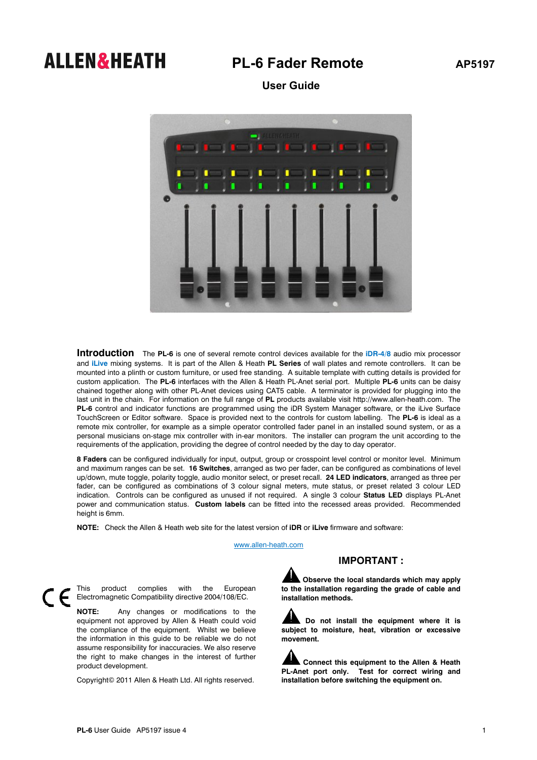**ALLEN&HEATH**

# PL-6 Fader Remote

**AP5197**

## User Guide

## Introduction

The **PL-6** is one of several remote control devices available for the **iDR-4/8** audio mix processor and **iLive** mixing systems. It is part of the Allen & Heath **PL Series** of wall plates and remote controllers. It can be mounted into a plinth or custom furniture, or used free standing. A suitable template with cutting details is provided for custom application. The **PL-6** interfaces with the Allen & Heath PL-Anet serial port. Multiple **PL-6** units can be daisy chained together along with other PL-Anet devices using CAT5 cable. A terminator is provided for plugging into the last unit in the chain. For information on the full range of **PL** products available visit http://www.allen-heath.com. The **PL-6** control and indicator functions are programmed using the iDR System Manager software, or the iLive Surface TouchScreen or Editor software. Space is provided next to the controls for custom labelling. The **PL-6** is ideal as a remote mix controller, for example as a simple operator controlled fader panel in an installed sound system, or as a personal musicians on-stage mix controller with in-ear monitors. The installer can program the unit according to the requirements of the application, providing the degree of control needed by the day to day operator.

**8 Faders** can be configured individually for input, output, group or crosspoint level control or monitor level. Minimum and maximum ranges can be set. **16 Switches**, arranged as two per fader, can be configured as combinations of level up/down, mute toggle, polarity toggle, audio monitor select, or preset recall. **24 LED indicators**, arranged as three per fader, can be configured as combinations of 3 colour signal meters, mute status, or preset related 3 colour LED indication. Controls can be configured as unused if not required. A single 3 colour **Status LED** displays PL-Anet power and communication status. **Custom labels** can be fitted into the recessed areas provided. Recommended height is 6mm.

**NOTE:** Check the Allen & Heath web site for the latest version of **iDR** or **iLive** firmware and software:

www.allen-heath.com

CE This product complies with the European Electromagnetic Compatibility directive 2004/108/EC.

**NOTE:** Any changes or modifications to the equipment not approved by Allen & Heath could void the compliance of the equipment. Whilst we believe the information in this guide to be reliable we do not assume responsibility for inaccuracies. We also reserve the right to make changes in the interest of further product development.

Copyright© 2011 Allen & Heath Ltd. All rights reserved.

### IMPORTANT :

**Observe the local standards which may apply to the installation regarding the grade of cable and installation methods.**

**Do not install the equipment where it is subject to moisture, heat, vibration or excessive movement.**

**Connect this equipment to the Allen & Heath PL-Anet port only. Test for correct wiring and installation before switching the equipment on.**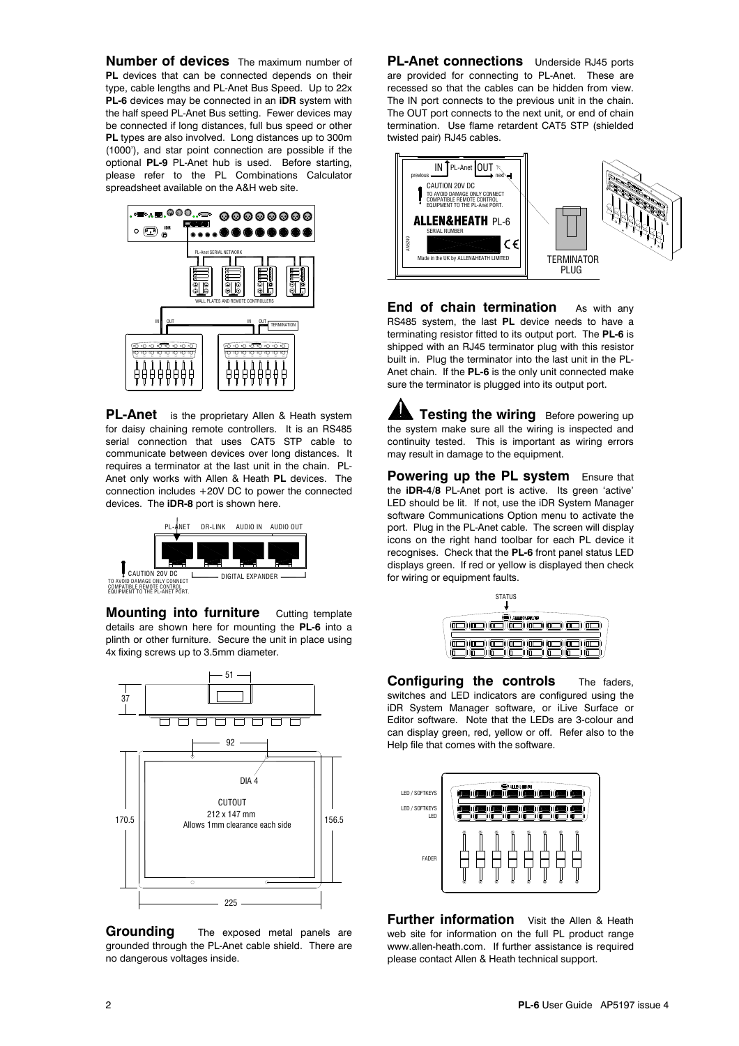**Number of devices** The maximum number of **PL** devices that can be connected depends on their type, cable lengths and PL-Anet Bus Speed. Up to 22x **PL-6** devices may be connected in an **iDR** system with the half speed PL-Anet Bus setting. Fewer devices may be connected if long distances, full bus speed or other **PL** types are also involved. Long distances up to 300m (1000'), and star point connection are possible if the optional **PL-9** PL-Anet hub is used. Before starting, please refer to the PL Combinations Calculator spreadsheet available on the A&H web site.

PL-Anet SERIAL NETWORK

WALL PLATES AND REMOTE CONTROLLERS

IN OUT IN OUT TERMINATION

**PL-Anet** is the proprietary Allen & Heath system for daisy chaining remote controllers. It is an RS485 serial connection that uses CAT5 STP cable to communicate between devices over long distances. It requires a terminator at the last unit in the chain. PL-Anet only works with Allen & Heath **PL** devices. The connection includes +20V DC to power the connected devices. The **iDR-8** port is shown here.

PL-ANET DR-LINK AUDIO IN AUDIO OUT

CAUTION 20V DC
TO AVOID DAMAGE ONLY CONNECT COMPATIBLE REMOTE CONTROL EQUIPMENT TO THE PL-ANET PORT.

DIGITAL EXPANDER

**Mounting into furniture** Cutting template details are shown here for mounting the **PL-6** into a plinth or other furniture. Secure the unit in place using 4x fixing screws up to 3.5mm diameter.

51
37
92
DIA 4
CUTOUT
212 x 147 mm
Allows 1mm clearance each side
170.5
156.5
225

**Grounding** The exposed metal panels are grounded through the PL-Anet cable shield. There are no dangerous voltages inside.

**PL-Anet connections** Underside RJ45 ports are provided for connecting to PL-Anet. These are recessed so that the cables can be hidden from view. The IN port connects to the previous unit in the chain. The OUT port connects to the next unit, or end of chain termination. Use flame retardent CAT5 STP (shielded twisted pair) RJ45 cables.

IN PL-Anet OUT
previous next

CAUTION 20V DC
TO AVOID DAMAGE ONLY CONNECT COMPATIBLE REMOTE CONTROL EQUIPMENT TO THE PL-Anet PORT.

ALLEN&HEATH PL-6
SERIAL NUMBER
AI6249
Made in the UK by ALLEN&HEATH LIMITED

TERMINATOR PLUG

**End of chain termination** As with any RS485 system, the last **PL** device needs to have a terminating resistor fitted to its output port. The **PL-6** is shipped with an RJ45 terminator plug with this resistor built in. Plug the terminator into the last unit in the PL-Anet chain. If the **PL-6** is the only unit connected make sure the terminator is plugged into its output port.

**Testing the wiring** Before powering up the system make sure all the wiring is inspected and continuity tested. This is important as wiring errors may result in damage to the equipment.

**Powering up the PL system** Ensure that the **iDR-4/8** PL-Anet port is active. Its green 'active' LED should be lit. If not, use the iDR System Manager software Communications Option menu to activate the port. Plug in the PL-Anet cable. The screen will display icons on the right hand toolbar for each PL device it recognises. Check that the **PL-6** front panel status LED displays green. If red or yellow is displayed then check for wiring or equipment faults.

STATUS

**Configuring the controls** The faders, switches and LED indicators are configured using the iDR System Manager software, or iLive Surface or Editor software. Note that the LEDs are 3-colour and can display green, red, yellow or off. Refer also to the Help file that comes with the software.

LED / SOFTKEYS
LED / SOFTKEYS
LED
FADER

**Further information** Visit the Allen & Heath web site for information on the full PL product range www.allen-heath.com. If further assistance is required please contact Allen & Heath technical support.